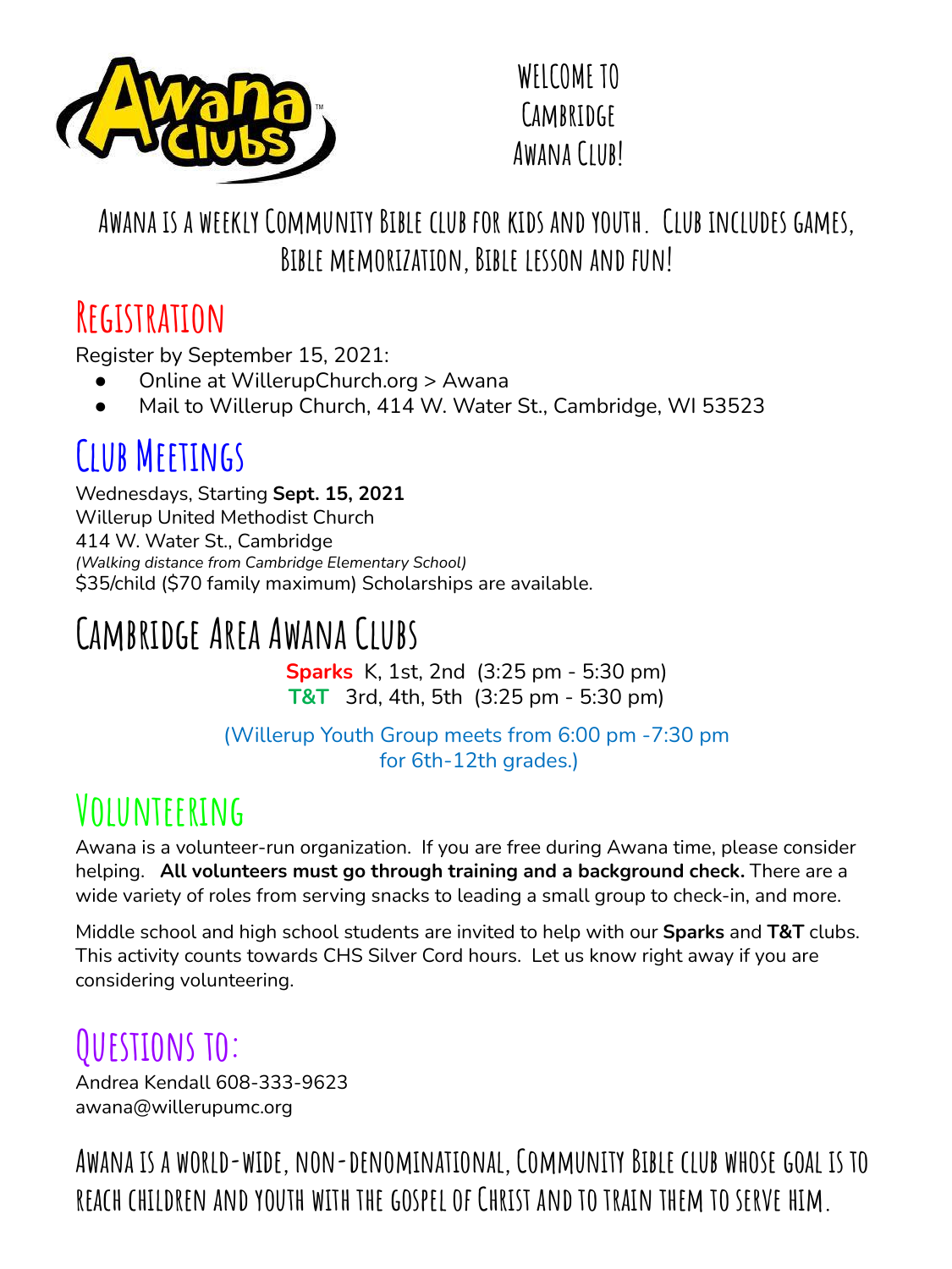# Welcome to Cambridge Awana Club!

**Awana is a weekly Community Bible club for kids and youth. Club includes games, Bible memorization, Bible lesson and fun!**

## Registration

Register by September 15, 2021:

- Online at WillerupChurch.org > Awana
- Mail to Willerup Church, 414 W. Water St., Cambridge, WI 53523

## Club Meetings

Wednesdays, Starting **Sept. 15, 2021**
Willerup United Methodist Church
414 W. Water St., Cambridge
*(Walking distance from Cambridge Elementary School)*
$35/child ($70 family maximum) Scholarships are available.

## Cambridge Area Awana Clubs

**Sparks** K, 1st, 2nd (3:25 pm - 5:30 pm)
**T&T** 3rd, 4th, 5th (3:25 pm - 5:30 pm)

(Willerup Youth Group meets from 6:00 pm -7:30 pm for 6th-12th grades.)

## Volunteering

Awana is a volunteer-run organization. If you are free during Awana time, please consider helping. **All volunteers must go through training and a background check.** There are a wide variety of roles from serving snacks to leading a small group to check-in, and more.

Middle school and high school students are invited to help with our **Sparks** and **T&T** clubs. This activity counts towards CHS Silver Cord hours. Let us know right away if you are considering volunteering.

## Questions to:

Andrea Kendall 608-333-9623
awana@willerupumc.org

**Awana is a world-wide, non-denominational, Community Bible club whose goal is to reach children and youth with the gospel of Christ and to train them to serve him.**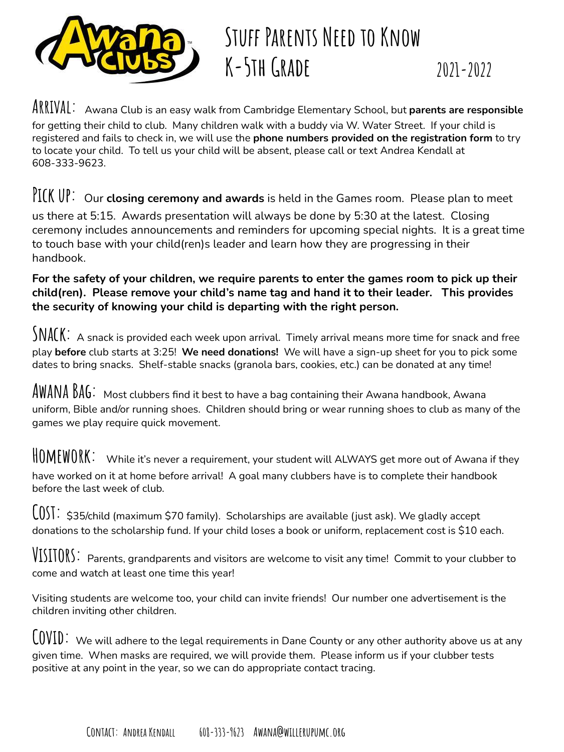# Stuff Parents Need to Know K-5th Grade 2021-2022

**Arrival:** Awana Club is an easy walk from Cambridge Elementary School, but **parents are responsible** for getting their child to club. Many children walk with a buddy via W. Water Street. If your child is registered and fails to check in, we will use the **phone numbers provided on the registration form** to try to locate your child. To tell us your child will be absent, please call or text Andrea Kendall at 608-333-9623.

**Pick up:** Our **closing ceremony and awards** is held in the Games room. Please plan to meet us there at 5:15. Awards presentation will always be done by 5:30 at the latest. Closing ceremony includes announcements and reminders for upcoming special nights. It is a great time to touch base with your child(ren)s leader and learn how they are progressing in their handbook.

**For the safety of your children, we require parents to enter the games room to pick up their child(ren). Please remove your child's name tag and hand it to their leader. This provides the security of knowing your child is departing with the right person.**

**Snack:** A snack is provided each week upon arrival. Timely arrival means more time for snack and free play **before** club starts at 3:25! **We need donations!** We will have a sign-up sheet for you to pick some dates to bring snacks. Shelf-stable snacks (granola bars, cookies, etc.) can be donated at any time!

**Awana Bag:** Most clubbers find it best to have a bag containing their Awana handbook, Awana uniform, Bible and/or running shoes. Children should bring or wear running shoes to club as many of the games we play require quick movement.

**Homework:** While it's never a requirement, your student will ALWAYS get more out of Awana if they have worked on it at home before arrival! A goal many clubbers have is to complete their handbook before the last week of club.

**Cost:** $35/child (maximum $70 family). Scholarships are available (just ask). We gladly accept donations to the scholarship fund. If your child loses a book or uniform, replacement cost is $10 each.

**Visitors:** Parents, grandparents and visitors are welcome to visit any time! Commit to your clubber to come and watch at least one time this year!

Visiting students are welcome too, your child can invite friends! Our number one advertisement is the children inviting other children.

**Covid:** We will adhere to the legal requirements in Dane County or any other authority above us at any given time. When masks are required, we will provide them. Please inform us if your clubber tests positive at any point in the year, so we can do appropriate contact tracing.

Contact: Andrea Kendall 608-333-9623 Awana@willerupumc.org